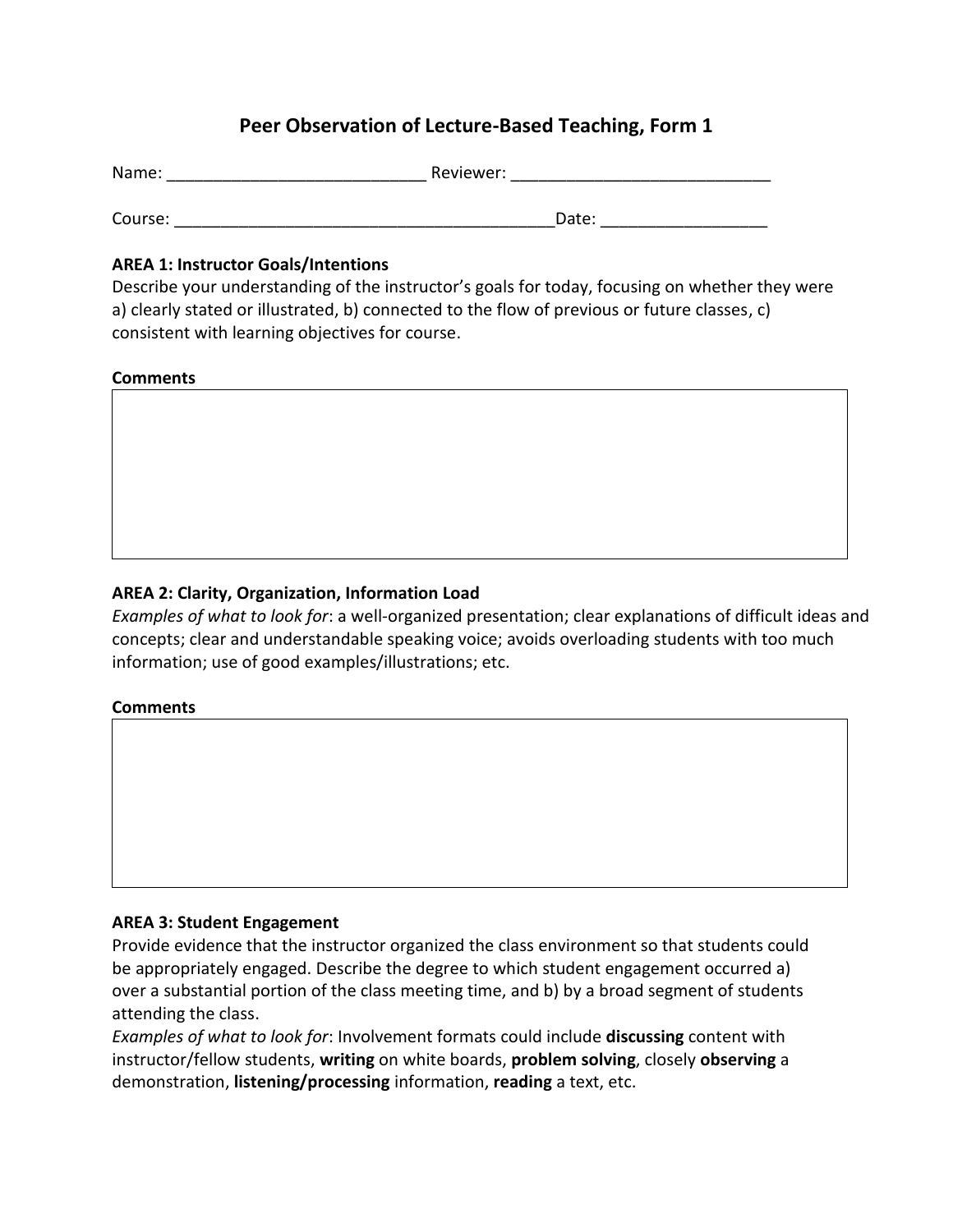# Peer Observation of Lecture-Based Teaching, Form 1

Name: ____________________________ Reviewer: ____________________________

Course: __________________________________________Date: __________________

**AREA 1: Instructor Goals/Intentions**

Describe your understanding of the instructor's goals for today, focusing on whether they were a) clearly stated or illustrated, b) connected to the flow of previous or future classes, c) consistent with learning objectives for course.

**Comments**

|   |
|---|
|   |

**AREA 2: Clarity, Organization, Information Load**

*Examples of what to look for*: a well-organized presentation; clear explanations of difficult ideas and concepts; clear and understandable speaking voice; avoids overloading students with too much information; use of good examples/illustrations; etc.

**Comments**

|   |
|---|
|   |

**AREA 3: Student Engagement**

Provide evidence that the instructor organized the class environment so that students could be appropriately engaged. Describe the degree to which student engagement occurred a) over a substantial portion of the class meeting time, and b) by a broad segment of students attending the class.

*Examples of what to look for*: Involvement formats could include **discussing** content with instructor/fellow students, **writing** on white boards, **problem solving**, closely **observing** a demonstration, **listening/processing** information, **reading** a text, etc.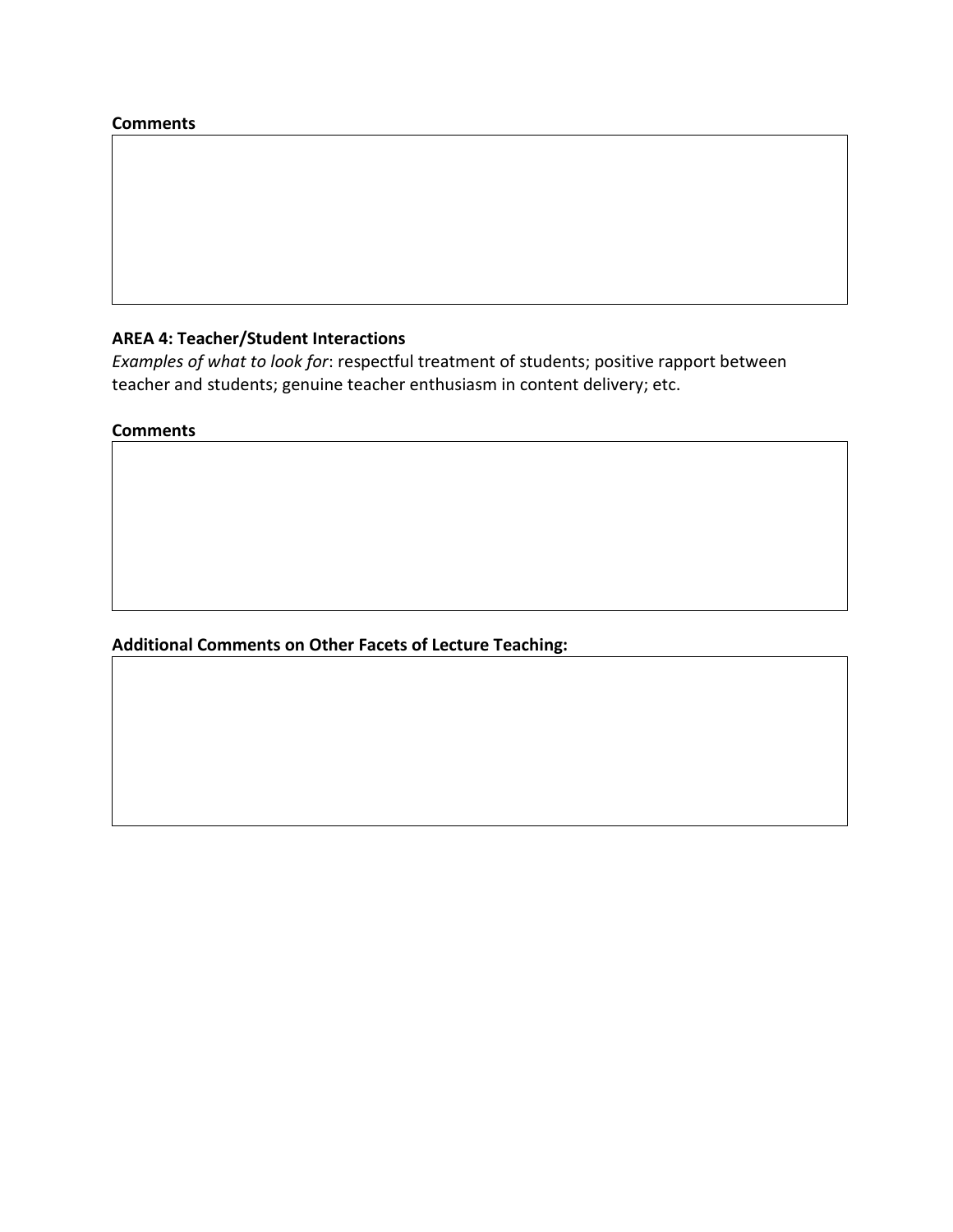**Comments**

## AREA 4: Teacher/Student Interactions

*Examples of what to look for*: respectful treatment of students; positive rapport between teacher and students; genuine teacher enthusiasm in content delivery; etc.

**Comments**

**Additional Comments on Other Facets of Lecture Teaching:**